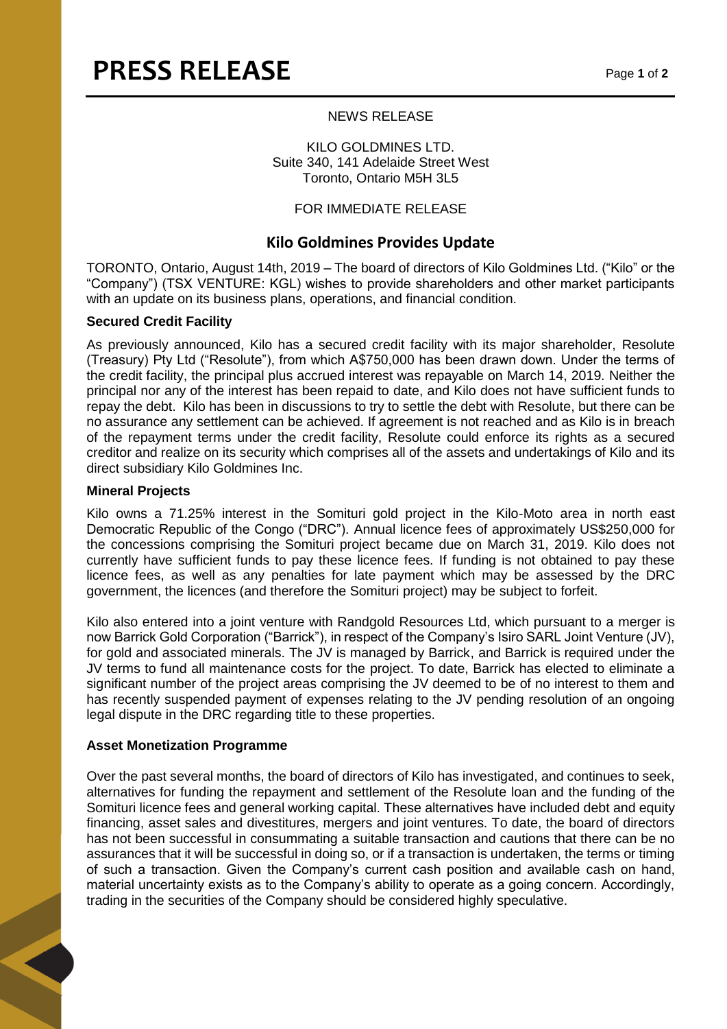# PRESS RELEASE

NEWS RELEASE

KILO GOLDMINES LTD.
Suite 340, 141 Adelaide Street West
Toronto, Ontario M5H 3L5

FOR IMMEDIATE RELEASE

## Kilo Goldmines Provides Update

TORONTO, Ontario, August 14th, 2019 – The board of directors of Kilo Goldmines Ltd. ("Kilo" or the "Company") (TSX VENTURE: KGL) wishes to provide shareholders and other market participants with an update on its business plans, operations, and financial condition.

**Secured Credit Facility**

As previously announced, Kilo has a secured credit facility with its major shareholder, Resolute (Treasury) Pty Ltd ("Resolute"), from which A$750,000 has been drawn down. Under the terms of the credit facility, the principal plus accrued interest was repayable on March 14, 2019. Neither the principal nor any of the interest has been repaid to date, and Kilo does not have sufficient funds to repay the debt. Kilo has been in discussions to try to settle the debt with Resolute, but there can be no assurance any settlement can be achieved. If agreement is not reached and as Kilo is in breach of the repayment terms under the credit facility, Resolute could enforce its rights as a secured creditor and realize on its security which comprises all of the assets and undertakings of Kilo and its direct subsidiary Kilo Goldmines Inc.

**Mineral Projects**

Kilo owns a 71.25% interest in the Somituri gold project in the Kilo-Moto area in north east Democratic Republic of the Congo ("DRC"). Annual licence fees of approximately US$250,000 for the concessions comprising the Somituri project became due on March 31, 2019. Kilo does not currently have sufficient funds to pay these licence fees. If funding is not obtained to pay these licence fees, as well as any penalties for late payment which may be assessed by the DRC government, the licences (and therefore the Somituri project) may be subject to forfeit.

Kilo also entered into a joint venture with Randgold Resources Ltd, which pursuant to a merger is now Barrick Gold Corporation ("Barrick"), in respect of the Company's Isiro SARL Joint Venture (JV), for gold and associated minerals. The JV is managed by Barrick, and Barrick is required under the JV terms to fund all maintenance costs for the project. To date, Barrick has elected to eliminate a significant number of the project areas comprising the JV deemed to be of no interest to them and has recently suspended payment of expenses relating to the JV pending resolution of an ongoing legal dispute in the DRC regarding title to these properties.

**Asset Monetization Programme**

Over the past several months, the board of directors of Kilo has investigated, and continues to seek, alternatives for funding the repayment and settlement of the Resolute loan and the funding of the Somituri licence fees and general working capital. These alternatives have included debt and equity financing, asset sales and divestitures, mergers and joint ventures. To date, the board of directors has not been successful in consummating a suitable transaction and cautions that there can be no assurances that it will be successful in doing so, or if a transaction is undertaken, the terms or timing of such a transaction. Given the Company's current cash position and available cash on hand, material uncertainty exists as to the Company's ability to operate as a going concern. Accordingly, trading in the securities of the Company should be considered highly speculative.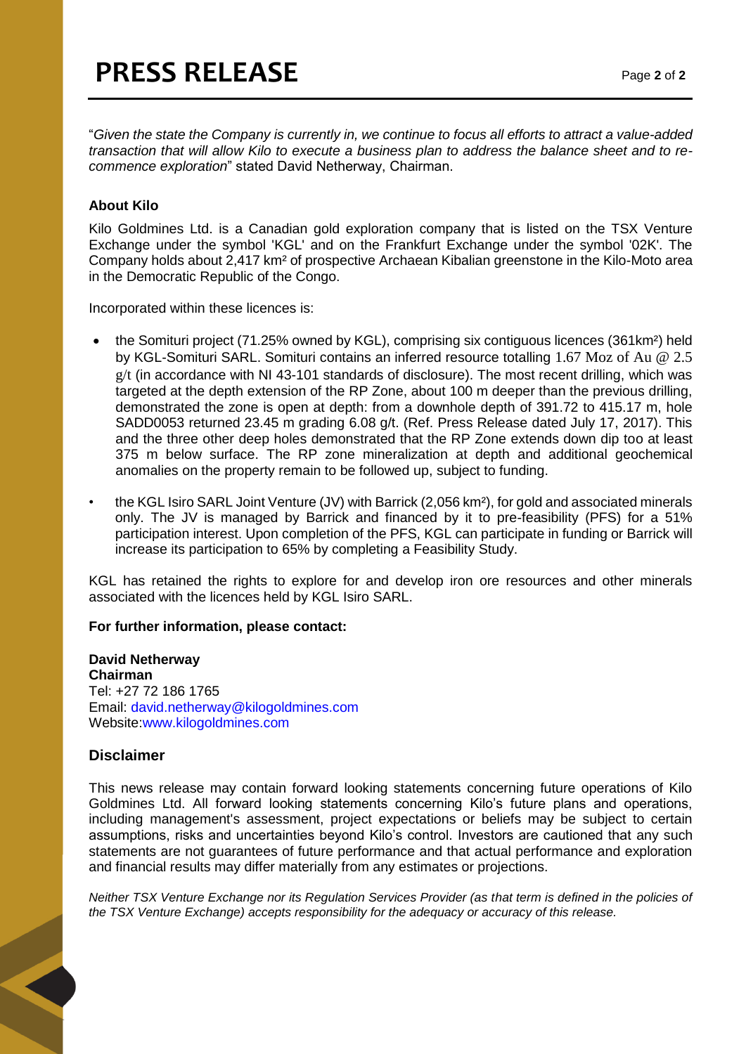"*Given the state the Company is currently in, we continue to focus all efforts to attract a value-added transaction that will allow Kilo to execute a business plan to address the balance sheet and to re-commence exploration*" stated David Netherway, Chairman.

**About Kilo**

Kilo Goldmines Ltd. is a Canadian gold exploration company that is listed on the TSX Venture Exchange under the symbol 'KGL' and on the Frankfurt Exchange under the symbol '02K'. The Company holds about 2,417 km² of prospective Archaean Kibalian greenstone in the Kilo-Moto area in the Democratic Republic of the Congo.

Incorporated within these licences is:

- the Somituri project (71.25% owned by KGL), comprising six contiguous licences (361km²) held by KGL-Somituri SARL. Somituri contains an inferred resource totalling 1.67 Moz of Au @ 2.5 g/t (in accordance with NI 43-101 standards of disclosure). The most recent drilling, which was targeted at the depth extension of the RP Zone, about 100 m deeper than the previous drilling, demonstrated the zone is open at depth: from a downhole depth of 391.72 to 415.17 m, hole SADD0053 returned 23.45 m grading 6.08 g/t. (Ref. Press Release dated July 17, 2017). This and the three other deep holes demonstrated that the RP Zone extends down dip too at least 375 m below surface. The RP zone mineralization at depth and additional geochemical anomalies on the property remain to be followed up, subject to funding.
- the KGL Isiro SARL Joint Venture (JV) with Barrick (2,056 km²), for gold and associated minerals only. The JV is managed by Barrick and financed by it to pre-feasibility (PFS) for a 51% participation interest. Upon completion of the PFS, KGL can participate in funding or Barrick will increase its participation to 65% by completing a Feasibility Study.

KGL has retained the rights to explore for and develop iron ore resources and other minerals associated with the licences held by KGL Isiro SARL.

**For further information, please contact:**

**David Netherway**
**Chairman**
Tel: +27 72 186 1765
Email: david.netherway@kilogoldmines.com
Website:www.kilogoldmines.com

## Disclaimer

This news release may contain forward looking statements concerning future operations of Kilo Goldmines Ltd. All forward looking statements concerning Kilo's future plans and operations, including management's assessment, project expectations or beliefs may be subject to certain assumptions, risks and uncertainties beyond Kilo's control. Investors are cautioned that any such statements are not guarantees of future performance and that actual performance and exploration and financial results may differ materially from any estimates or projections.

*Neither TSX Venture Exchange nor its Regulation Services Provider (as that term is defined in the policies of the TSX Venture Exchange) accepts responsibility for the adequacy or accuracy of this release.*